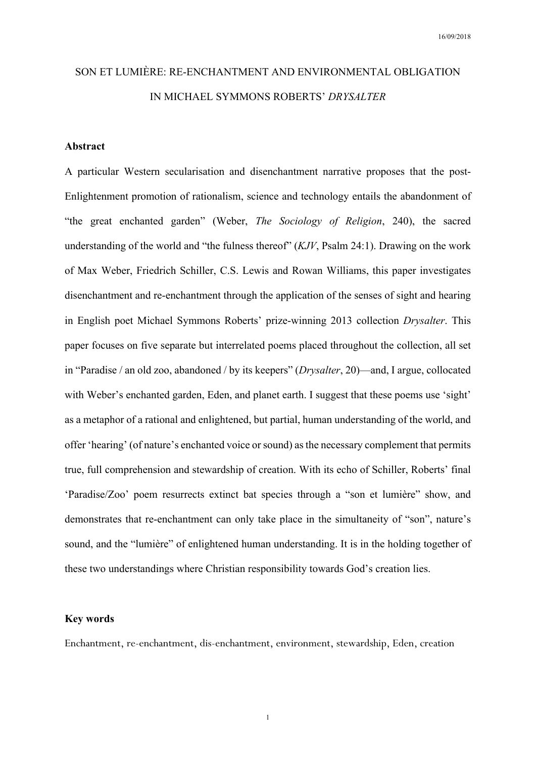# SON ET LUMIÈRE: RE-ENCHANTMENT AND ENVIRONMENTAL OBLIGATION IN MICHAEL SYMMONS ROBERTS' *DRYSALTER*

## Abstract

A particular Western secularisation and disenchantment narrative proposes that the post-Enlightenment promotion of rationalism, science and technology entails the abandonment of "the great enchanted garden" (Weber, *The Sociology of Religion*, 240), the sacred understanding of the world and "the fulness thereof" (*KJV*, Psalm 24:1). Drawing on the work of Max Weber, Friedrich Schiller, C.S. Lewis and Rowan Williams, this paper investigates disenchantment and re-enchantment through the application of the senses of sight and hearing in English poet Michael Symmons Roberts' prize-winning 2013 collection *Drysalter*. This paper focuses on five separate but interrelated poems placed throughout the collection, all set in "Paradise / an old zoo, abandoned / by its keepers" (*Drysalter*, 20)—and, I argue, collocated with Weber's enchanted garden, Eden, and planet earth. I suggest that these poems use 'sight' as a metaphor of a rational and enlightened, but partial, human understanding of the world, and offer 'hearing' (of nature's enchanted voice or sound) as the necessary complement that permits true, full comprehension and stewardship of creation. With its echo of Schiller, Roberts' final 'Paradise/Zoo' poem resurrects extinct bat species through a "son et lumière" show, and demonstrates that re-enchantment can only take place in the simultaneity of "son", nature's sound, and the "lumière" of enlightened human understanding. It is in the holding together of these two understandings where Christian responsibility towards God's creation lies.

## Key words

Enchantment, re-enchantment, dis-enchantment, environment, stewardship, Eden, creation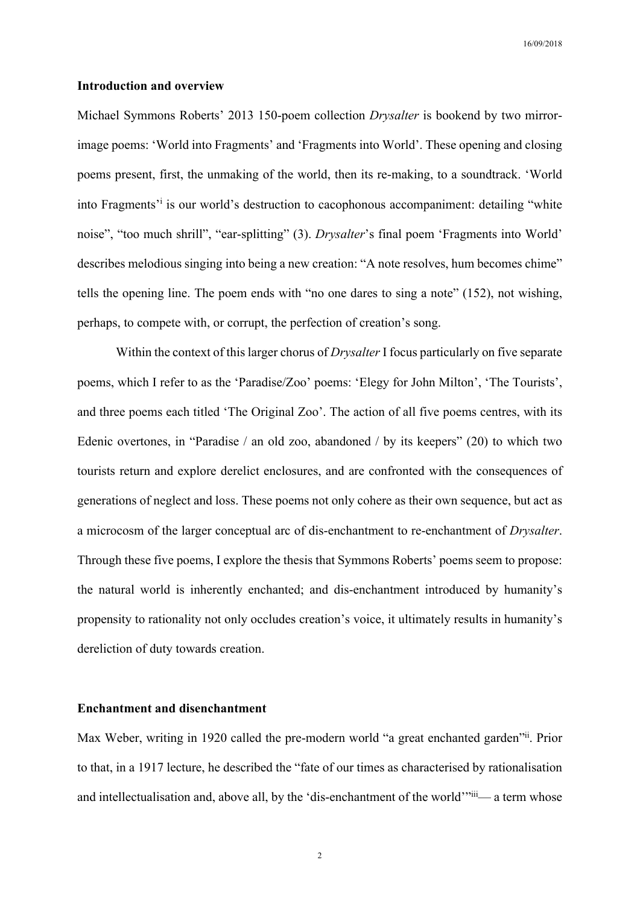**Introduction and overview**

Michael Symmons Roberts' 2013 150-poem collection *Drysalter* is bookend by two mirror-image poems: 'World into Fragments' and 'Fragments into World'. These opening and closing poems present, first, the unmaking of the world, then its re-making, to a soundtrack. 'World into Fragments'[i] is our world's destruction to cacophonous accompaniment: detailing "white noise", "too much shrill", "ear-splitting" (3). *Drysalter*'s final poem 'Fragments into World' describes melodious singing into being a new creation: "A note resolves, hum becomes chime" tells the opening line. The poem ends with "no one dares to sing a note" (152), not wishing, perhaps, to compete with, or corrupt, the perfection of creation's song.

Within the context of this larger chorus of *Drysalter* I focus particularly on five separate poems, which I refer to as the 'Paradise/Zoo' poems: 'Elegy for John Milton', 'The Tourists', and three poems each titled 'The Original Zoo'. The action of all five poems centres, with its Edenic overtones, in "Paradise / an old zoo, abandoned / by its keepers" (20) to which two tourists return and explore derelict enclosures, and are confronted with the consequences of generations of neglect and loss. These poems not only cohere as their own sequence, but act as a microcosm of the larger conceptual arc of dis-enchantment to re-enchantment of *Drysalter*. Through these five poems, I explore the thesis that Symmons Roberts' poems seem to propose: the natural world is inherently enchanted; and dis-enchantment introduced by humanity's propensity to rationality not only occludes creation's voice, it ultimately results in humanity's dereliction of duty towards creation.

**Enchantment and disenchantment**

Max Weber, writing in 1920 called the pre-modern world "a great enchanted garden"[ii]. Prior to that, in a 1917 lecture, he described the "fate of our times as characterised by rationalisation and intellectualisation and, above all, by the 'dis-enchantment of the world'"[iii]— a term whose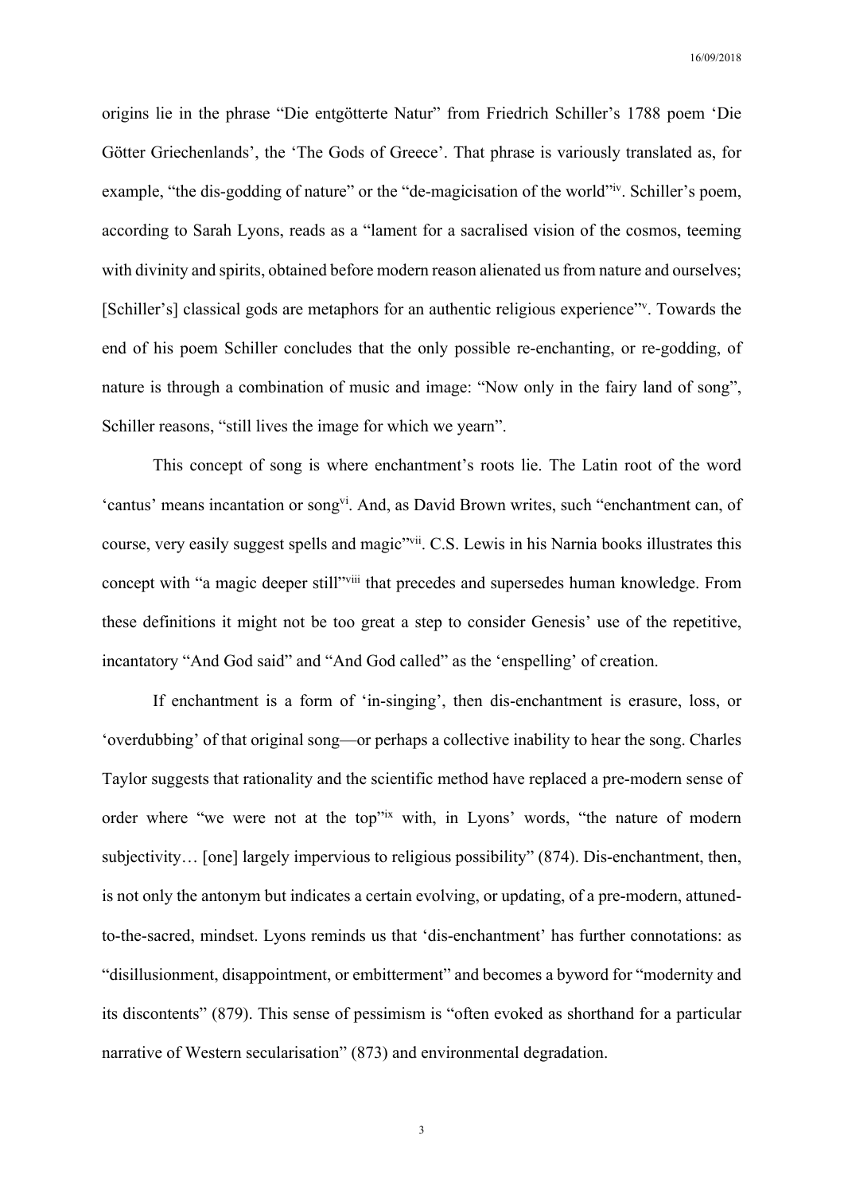origins lie in the phrase “Die entgötterte Natur” from Friedrich Schiller’s 1788 poem ‘Die Götter Griechenlands’, the ‘The Gods of Greece’. That phrase is variously translated as, for example, “the dis-godding of nature” or the “de-magicisation of the world”[iv]. Schiller’s poem, according to Sarah Lyons, reads as a “lament for a sacralised vision of the cosmos, teeming with divinity and spirits, obtained before modern reason alienated us from nature and ourselves; [Schiller’s] classical gods are metaphors for an authentic religious experience”[v]. Towards the end of his poem Schiller concludes that the only possible re-enchanting, or re-godding, of nature is through a combination of music and image: “Now only in the fairy land of song”, Schiller reasons, “still lives the image for which we yearn”.

This concept of song is where enchantment’s roots lie. The Latin root of the word ‘cantus’ means incantation or song[vi]. And, as David Brown writes, such “enchantment can, of course, very easily suggest spells and magic”[vii]. C.S. Lewis in his Narnia books illustrates this concept with “a magic deeper still”[viii] that precedes and supersedes human knowledge. From these definitions it might not be too great a step to consider Genesis’ use of the repetitive, incantatory “And God said” and “And God called” as the ‘enspelling’ of creation.

If enchantment is a form of ‘in-singing’, then dis-enchantment is erasure, loss, or ‘overdubbing’ of that original song—or perhaps a collective inability to hear the song. Charles Taylor suggests that rationality and the scientific method have replaced a pre-modern sense of order where “we were not at the top”[ix] with, in Lyons’ words, “the nature of modern subjectivity… [one] largely impervious to religious possibility” (874). Dis-enchantment, then, is not only the antonym but indicates a certain evolving, or updating, of a pre-modern, attuned-to-the-sacred, mindset. Lyons reminds us that ‘dis-enchantment’ has further connotations: as “disillusionment, disappointment, or embitterment” and becomes a byword for “modernity and its discontents” (879). This sense of pessimism is “often evoked as shorthand for a particular narrative of Western secularisation” (873) and environmental degradation.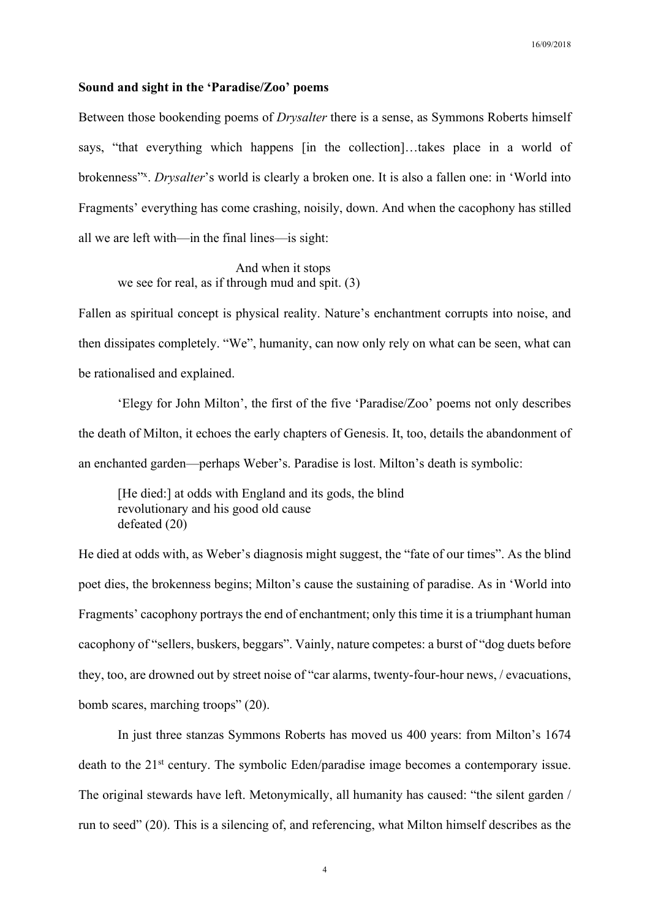**Sound and sight in the 'Paradise/Zoo' poems**

Between those bookending poems of *Drysalter* there is a sense, as Symmons Roberts himself says, "that everything which happens [in the collection]…takes place in a world of brokenness"[x]. *Drysalter*'s world is clearly a broken one. It is also a fallen one: in 'World into Fragments' everything has come crashing, noisily, down. And when the cacophony has stilled all we are left with—in the final lines—is sight:

> And when it stops
> we see for real, as if through mud and spit. (3)

Fallen as spiritual concept is physical reality. Nature's enchantment corrupts into noise, and then dissipates completely. "We", humanity, can now only rely on what can be seen, what can be rationalised and explained.

'Elegy for John Milton', the first of the five 'Paradise/Zoo' poems not only describes the death of Milton, it echoes the early chapters of Genesis. It, too, details the abandonment of an enchanted garden—perhaps Weber's. Paradise is lost. Milton's death is symbolic:

> [He died:] at odds with England and its gods, the blind
> revolutionary and his good old cause
> defeated (20)

He died at odds with, as Weber's diagnosis might suggest, the "fate of our times". As the blind poet dies, the brokenness begins; Milton's cause the sustaining of paradise. As in 'World into Fragments' cacophony portrays the end of enchantment; only this time it is a triumphant human cacophony of "sellers, buskers, beggars". Vainly, nature competes: a burst of "dog duets before they, too, are drowned out by street noise of "car alarms, twenty-four-hour news, / evacuations, bomb scares, marching troops" (20).

In just three stanzas Symmons Roberts has moved us 400 years: from Milton's 1674 death to the 21st century. The symbolic Eden/paradise image becomes a contemporary issue. The original stewards have left. Metonymically, all humanity has caused: "the silent garden / run to seed" (20). This is a silencing of, and referencing, what Milton himself describes as the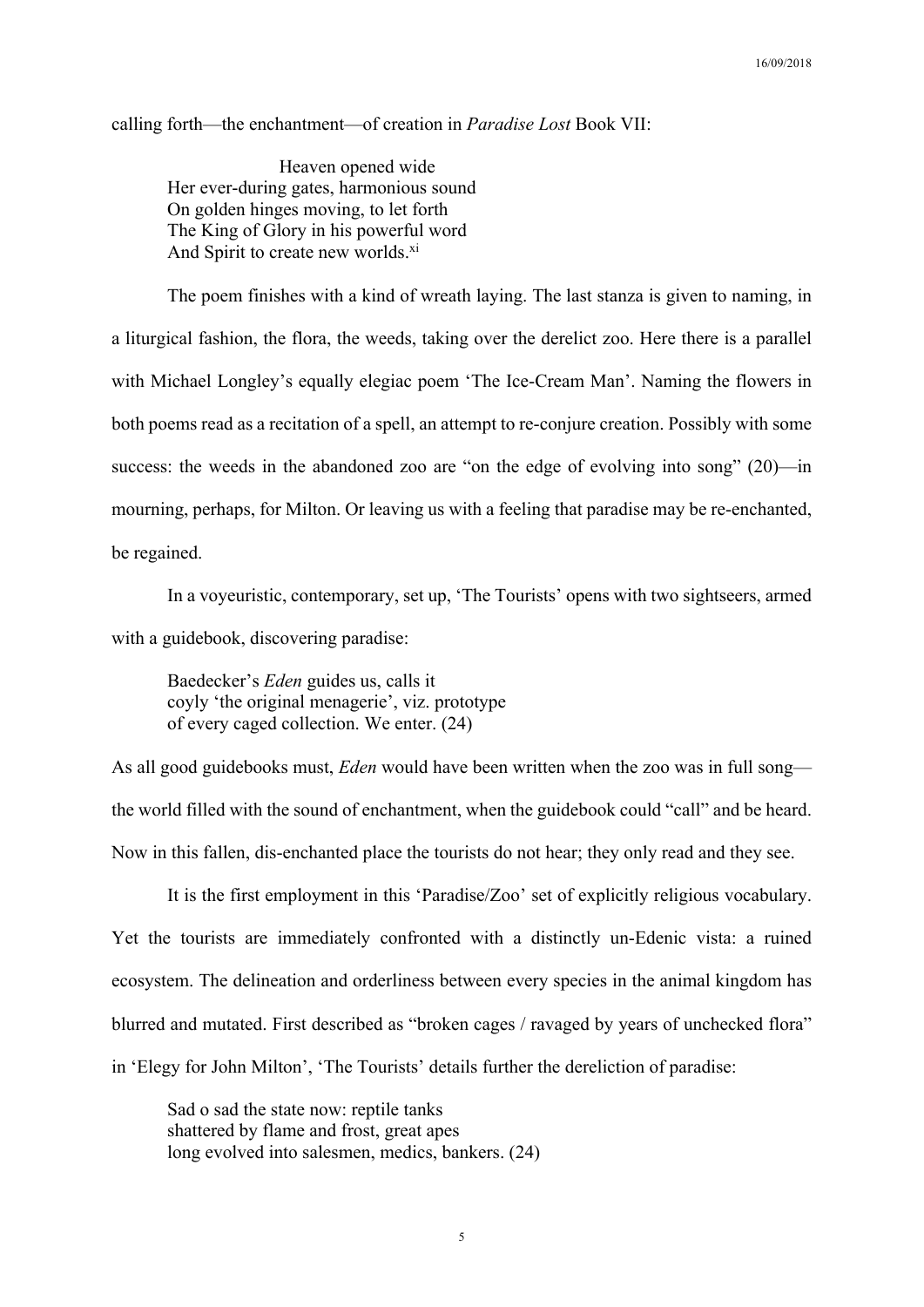calling forth—the enchantment—of creation in *Paradise Lost* Book VII:

> Heaven opened wide
> Her ever-during gates, harmonious sound
> On golden hinges moving, to let forth
> The King of Glory in his powerful word
> And Spirit to create new worlds.[xi]

The poem finishes with a kind of wreath laying. The last stanza is given to naming, in a liturgical fashion, the flora, the weeds, taking over the derelict zoo. Here there is a parallel with Michael Longley's equally elegiac poem 'The Ice-Cream Man'. Naming the flowers in both poems read as a recitation of a spell, an attempt to re-conjure creation. Possibly with some success: the weeds in the abandoned zoo are "on the edge of evolving into song" (20)—in mourning, perhaps, for Milton. Or leaving us with a feeling that paradise may be re-enchanted, be regained.

In a voyeuristic, contemporary, set up, 'The Tourists' opens with two sightseers, armed with a guidebook, discovering paradise:

> Baedecker's *Eden* guides us, calls it
> coyly 'the original menagerie', viz. prototype
> of every caged collection. We enter. (24)

As all good guidebooks must, *Eden* would have been written when the zoo was in full song—the world filled with the sound of enchantment, when the guidebook could "call" and be heard. Now in this fallen, dis-enchanted place the tourists do not hear; they only read and they see.

It is the first employment in this 'Paradise/Zoo' set of explicitly religious vocabulary. Yet the tourists are immediately confronted with a distinctly un-Edenic vista: a ruined ecosystem. The delineation and orderliness between every species in the animal kingdom has blurred and mutated. First described as "broken cages / ravaged by years of unchecked flora" in 'Elegy for John Milton', 'The Tourists' details further the dereliction of paradise:

> Sad o sad the state now: reptile tanks
> shattered by flame and frost, great apes
> long evolved into salesmen, medics, bankers. (24)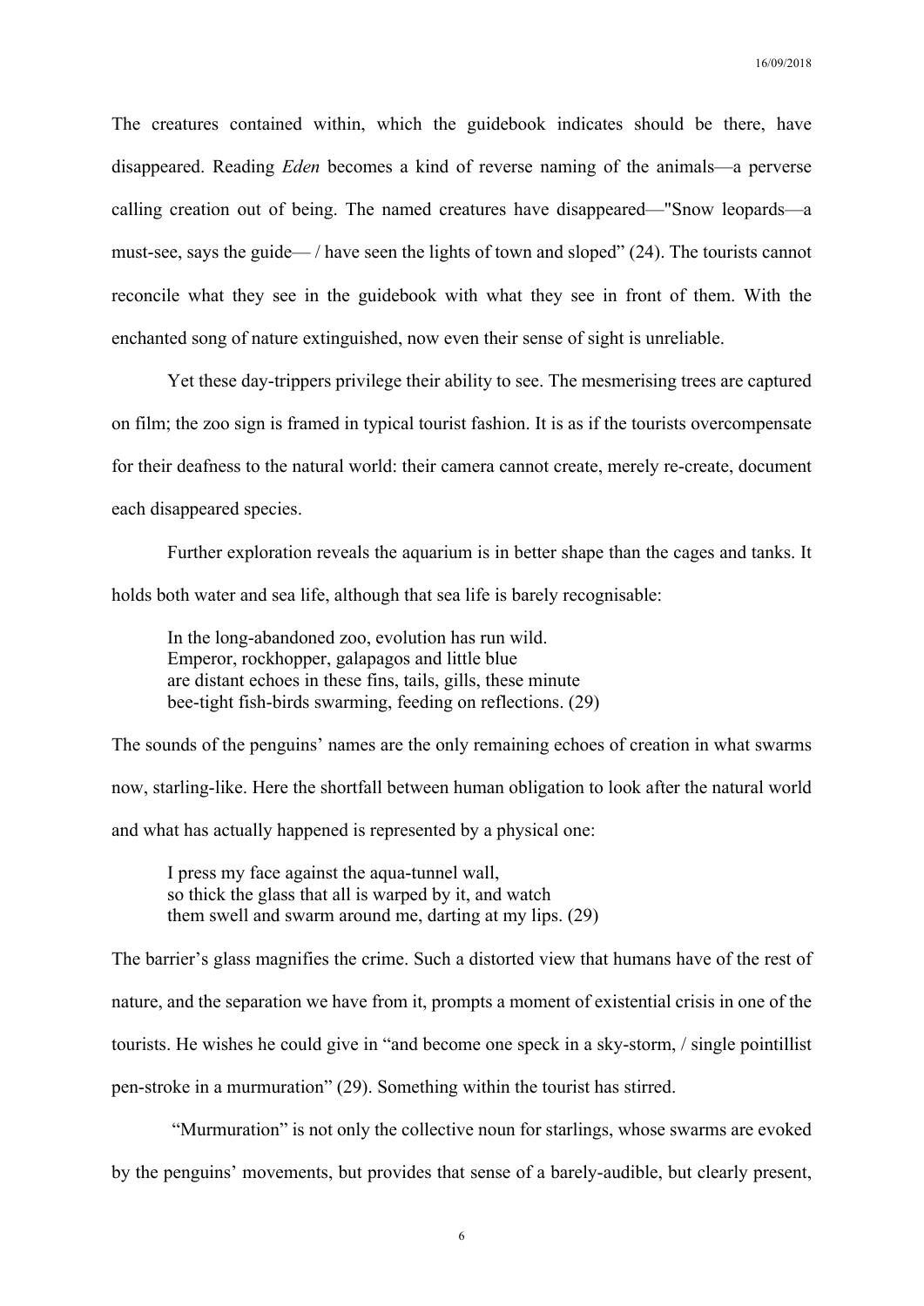The creatures contained within, which the guidebook indicates should be there, have disappeared. Reading *Eden* becomes a kind of reverse naming of the animals—a perverse calling creation out of being. The named creatures have disappeared—"Snow leopards—a must-see, says the guide— / have seen the lights of town and sloped" (24). The tourists cannot reconcile what they see in the guidebook with what they see in front of them. With the enchanted song of nature extinguished, now even their sense of sight is unreliable.

Yet these day-trippers privilege their ability to see. The mesmerising trees are captured on film; the zoo sign is framed in typical tourist fashion. It is as if the tourists overcompensate for their deafness to the natural world: their camera cannot create, merely re-create, document each disappeared species.

Further exploration reveals the aquarium is in better shape than the cages and tanks. It holds both water and sea life, although that sea life is barely recognisable:

> In the long-abandoned zoo, evolution has run wild.
> Emperor, rockhopper, galapagos and little blue
> are distant echoes in these fins, tails, gills, these minute
> bee-tight fish-birds swarming, feeding on reflections. (29)

The sounds of the penguins' names are the only remaining echoes of creation in what swarms now, starling-like. Here the shortfall between human obligation to look after the natural world and what has actually happened is represented by a physical one:

> I press my face against the aqua-tunnel wall,
> so thick the glass that all is warped by it, and watch
> them swell and swarm around me, darting at my lips. (29)

The barrier's glass magnifies the crime. Such a distorted view that humans have of the rest of nature, and the separation we have from it, prompts a moment of existential crisis in one of the tourists. He wishes he could give in "and become one speck in a sky-storm, / single pointillist pen-stroke in a murmuration" (29). Something within the tourist has stirred.

"Murmuration" is not only the collective noun for starlings, whose swarms are evoked by the penguins' movements, but provides that sense of a barely-audible, but clearly present,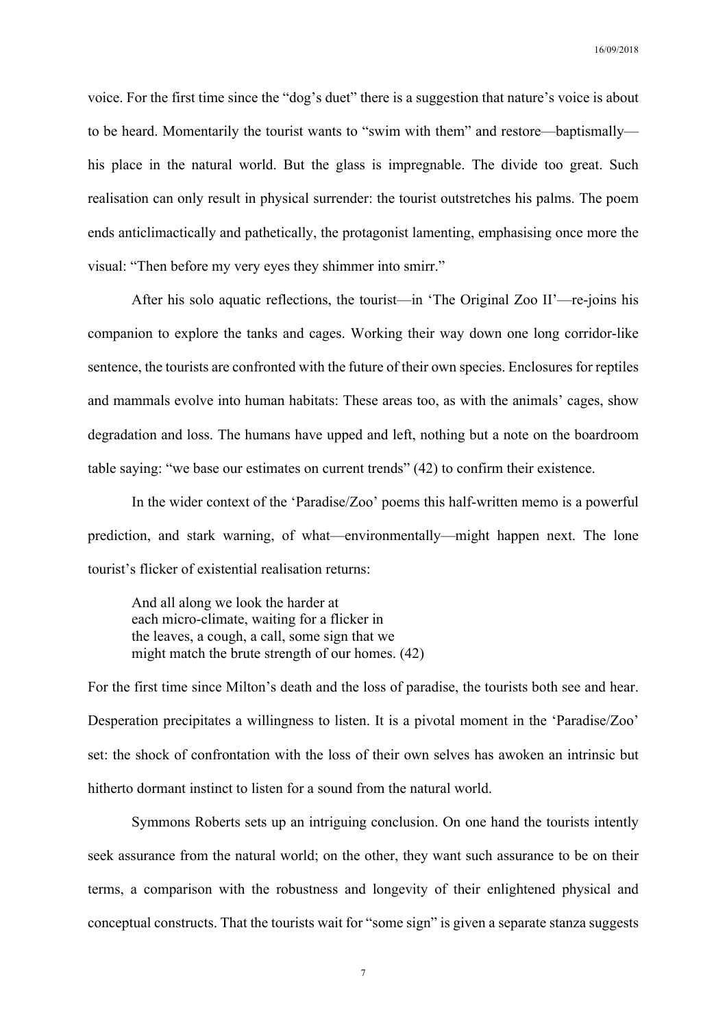voice. For the first time since the "dog's duet" there is a suggestion that nature's voice is about to be heard. Momentarily the tourist wants to "swim with them" and restore—baptismally—his place in the natural world. But the glass is impregnable. The divide too great. Such realisation can only result in physical surrender: the tourist outstretches his palms. The poem ends anticlimactically and pathetically, the protagonist lamenting, emphasising once more the visual: "Then before my very eyes they shimmer into smirr."

After his solo aquatic reflections, the tourist—in 'The Original Zoo II'—re-joins his companion to explore the tanks and cages. Working their way down one long corridor-like sentence, the tourists are confronted with the future of their own species. Enclosures for reptiles and mammals evolve into human habitats: These areas too, as with the animals' cages, show degradation and loss. The humans have upped and left, nothing but a note on the boardroom table saying: "we base our estimates on current trends" (42) to confirm their existence.

In the wider context of the 'Paradise/Zoo' poems this half-written memo is a powerful prediction, and stark warning, of what—environmentally—might happen next. The lone tourist's flicker of existential realisation returns:

> And all along we look the harder at
> each micro-climate, waiting for a flicker in
> the leaves, a cough, a call, some sign that we
> might match the brute strength of our homes. (42)

For the first time since Milton's death and the loss of paradise, the tourists both see and hear. Desperation precipitates a willingness to listen. It is a pivotal moment in the 'Paradise/Zoo' set: the shock of confrontation with the loss of their own selves has awoken an intrinsic but hitherto dormant instinct to listen for a sound from the natural world.

Symmons Roberts sets up an intriguing conclusion. On one hand the tourists intently seek assurance from the natural world; on the other, they want such assurance to be on their terms, a comparison with the robustness and longevity of their enlightened physical and conceptual constructs. That the tourists wait for "some sign" is given a separate stanza suggests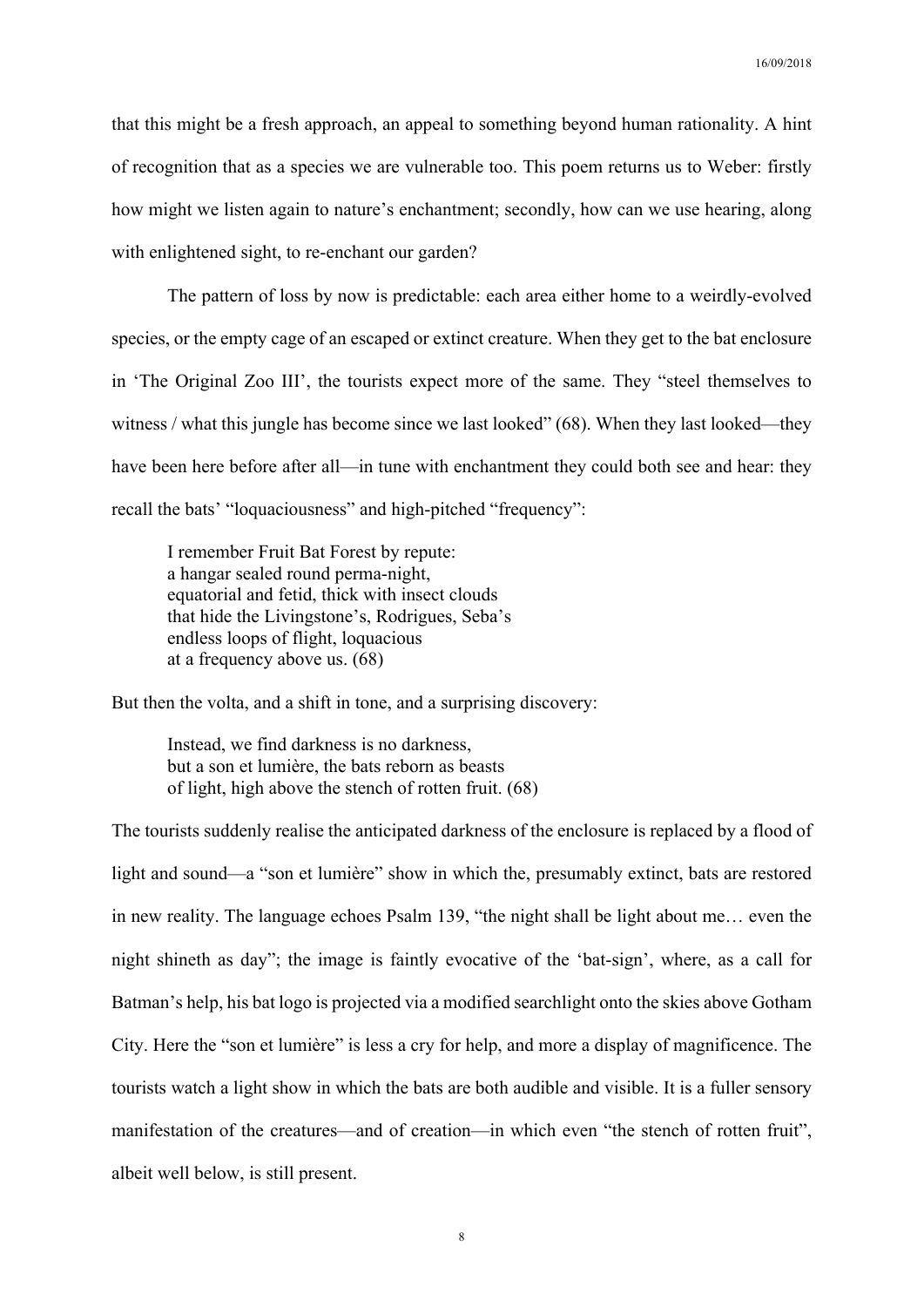that this might be a fresh approach, an appeal to something beyond human rationality. A hint of recognition that as a species we are vulnerable too. This poem returns us to Weber: firstly how might we listen again to nature's enchantment; secondly, how can we use hearing, along with enlightened sight, to re-enchant our garden?

The pattern of loss by now is predictable: each area either home to a weirdly-evolved species, or the empty cage of an escaped or extinct creature. When they get to the bat enclosure in 'The Original Zoo III', the tourists expect more of the same. They "steel themselves to witness / what this jungle has become since we last looked" (68). When they last looked—they have been here before after all—in tune with enchantment they could both see and hear: they recall the bats' "loquaciousness" and high-pitched "frequency":

> I remember Fruit Bat Forest by repute:
> a hangar sealed round perma-night,
> equatorial and fetid, thick with insect clouds
> that hide the Livingstone's, Rodrigues, Seba's
> endless loops of flight, loquacious
> at a frequency above us. (68)

But then the volta, and a shift in tone, and a surprising discovery:

> Instead, we find darkness is no darkness,
> but a son et lumière, the bats reborn as beasts
> of light, high above the stench of rotten fruit. (68)

The tourists suddenly realise the anticipated darkness of the enclosure is replaced by a flood of light and sound—a "son et lumière" show in which the, presumably extinct, bats are restored in new reality. The language echoes Psalm 139, "the night shall be light about me… even the night shineth as day"; the image is faintly evocative of the 'bat-sign', where, as a call for Batman's help, his bat logo is projected via a modified searchlight onto the skies above Gotham City. Here the "son et lumière" is less a cry for help, and more a display of magnificence. The tourists watch a light show in which the bats are both audible and visible. It is a fuller sensory manifestation of the creatures—and of creation—in which even "the stench of rotten fruit", albeit well below, is still present.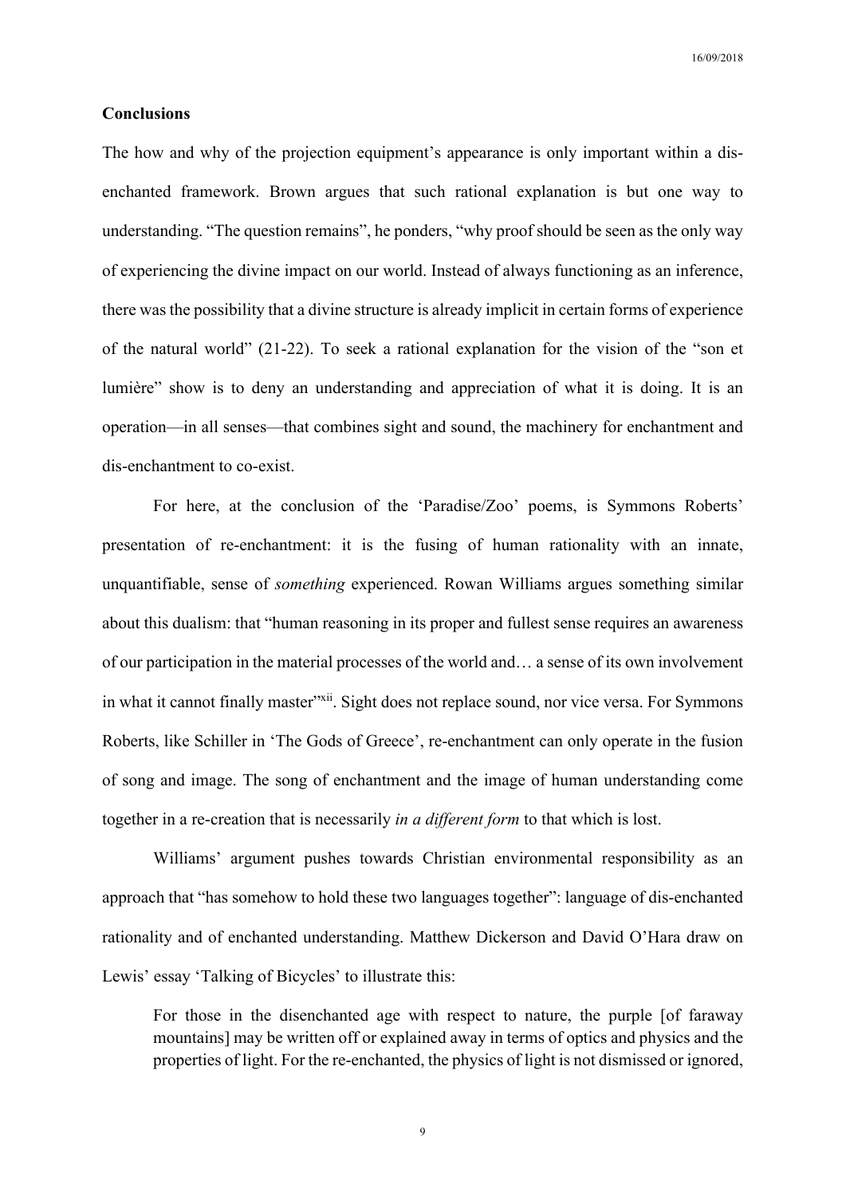**Conclusions**

The how and why of the projection equipment's appearance is only important within a dis-enchanted framework. Brown argues that such rational explanation is but one way to understanding. "The question remains", he ponders, "why proof should be seen as the only way of experiencing the divine impact on our world. Instead of always functioning as an inference, there was the possibility that a divine structure is already implicit in certain forms of experience of the natural world" (21-22). To seek a rational explanation for the vision of the "son et lumière" show is to deny an understanding and appreciation of what it is doing. It is an operation—in all senses—that combines sight and sound, the machinery for enchantment and dis-enchantment to co-exist.

For here, at the conclusion of the 'Paradise/Zoo' poems, is Symmons Roberts' presentation of re-enchantment: it is the fusing of human rationality with an innate, unquantifiable, sense of *something* experienced. Rowan Williams argues something similar about this dualism: that "human reasoning in its proper and fullest sense requires an awareness of our participation in the material processes of the world and… a sense of its own involvement in what it cannot finally master"[xii]. Sight does not replace sound, nor vice versa. For Symmons Roberts, like Schiller in 'The Gods of Greece', re-enchantment can only operate in the fusion of song and image. The song of enchantment and the image of human understanding come together in a re-creation that is necessarily *in a different form* to that which is lost.

Williams' argument pushes towards Christian environmental responsibility as an approach that "has somehow to hold these two languages together": language of dis-enchanted rationality and of enchanted understanding. Matthew Dickerson and David O'Hara draw on Lewis' essay 'Talking of Bicycles' to illustrate this:

> For those in the disenchanted age with respect to nature, the purple [of faraway mountains] may be written off or explained away in terms of optics and physics and the properties of light. For the re-enchanted, the physics of light is not dismissed or ignored,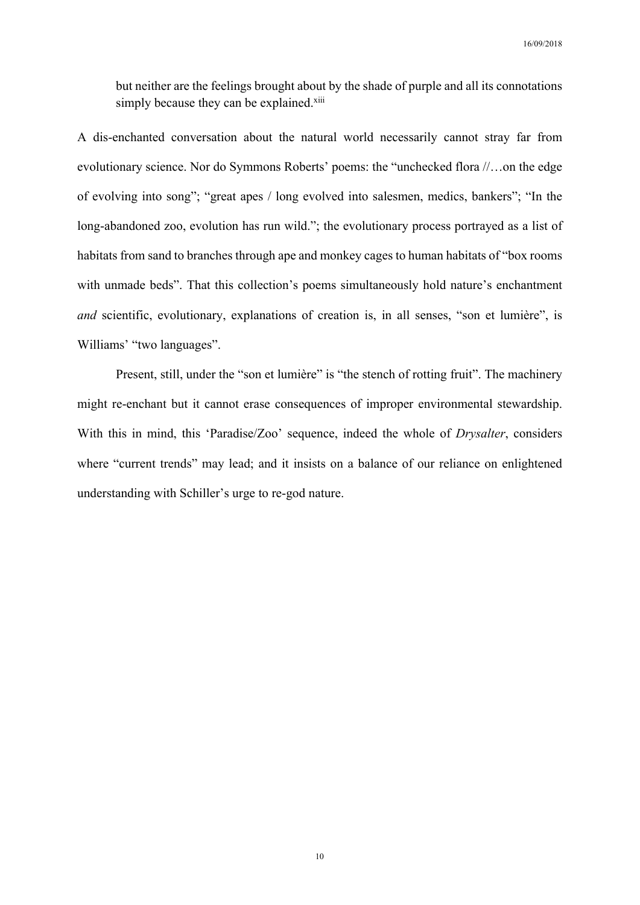> but neither are the feelings brought about by the shade of purple and all its connotations simply because they can be explained.[xiii]

A dis-enchanted conversation about the natural world necessarily cannot stray far from evolutionary science. Nor do Symmons Roberts' poems: the "unchecked flora //…on the edge of evolving into song"; "great apes / long evolved into salesmen, medics, bankers"; "In the long-abandoned zoo, evolution has run wild."; the evolutionary process portrayed as a list of habitats from sand to branches through ape and monkey cages to human habitats of "box rooms with unmade beds". That this collection's poems simultaneously hold nature's enchantment *and* scientific, evolutionary, explanations of creation is, in all senses, "son et lumière", is Williams' "two languages".

Present, still, under the "son et lumière" is "the stench of rotting fruit". The machinery might re-enchant but it cannot erase consequences of improper environmental stewardship. With this in mind, this 'Paradise/Zoo' sequence, indeed the whole of *Drysalter*, considers where "current trends" may lead; and it insists on a balance of our reliance on enlightened understanding with Schiller's urge to re-god nature.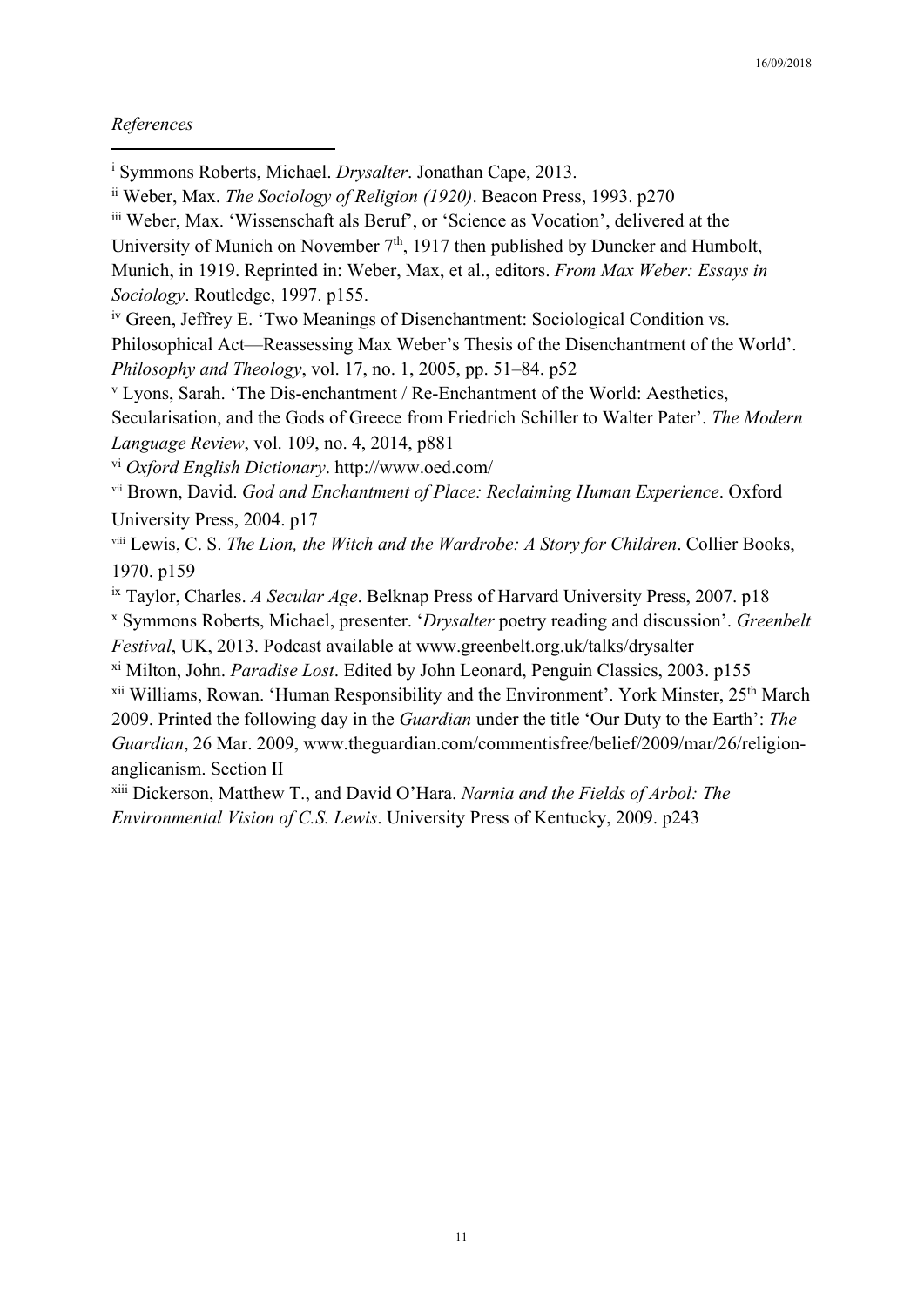*References*

[i] Symmons Roberts, Michael. *Drysalter*. Jonathan Cape, 2013.

[ii] Weber, Max. *The Sociology of Religion (1920)*. Beacon Press, 1993. p270

[iii] Weber, Max. 'Wissenschaft als Beruf', or 'Science as Vocation', delivered at the University of Munich on November 7th, 1917 then published by Duncker and Humbolt, Munich, in 1919. Reprinted in: Weber, Max, et al., editors. *From Max Weber: Essays in Sociology*. Routledge, 1997. p155.

[iv] Green, Jeffrey E. 'Two Meanings of Disenchantment: Sociological Condition vs. Philosophical Act—Reassessing Max Weber's Thesis of the Disenchantment of the World'. *Philosophy and Theology*, vol. 17, no. 1, 2005, pp. 51–84. p52

[v] Lyons, Sarah. 'The Dis-enchantment / Re-Enchantment of the World: Aesthetics, Secularisation, and the Gods of Greece from Friedrich Schiller to Walter Pater'. *The Modern Language Review*, vol. 109, no. 4, 2014, p881

[vi] *Oxford English Dictionary*. http://www.oed.com/

[vii] Brown, David. *God and Enchantment of Place: Reclaiming Human Experience*. Oxford University Press, 2004. p17

[viii] Lewis, C. S. *The Lion, the Witch and the Wardrobe: A Story for Children*. Collier Books, 1970. p159

[ix] Taylor, Charles. *A Secular Age*. Belknap Press of Harvard University Press, 2007. p18

[x] Symmons Roberts, Michael, presenter. '*Drysalter* poetry reading and discussion'. *Greenbelt Festival*, UK, 2013. Podcast available at www.greenbelt.org.uk/talks/drysalter

[xi] Milton, John. *Paradise Lost*. Edited by John Leonard, Penguin Classics, 2003. p155

[xii] Williams, Rowan. 'Human Responsibility and the Environment'. York Minster, 25th March 2009. Printed the following day in the *Guardian* under the title 'Our Duty to the Earth': *The Guardian*, 26 Mar. 2009, www.theguardian.com/commentisfree/belief/2009/mar/26/religion-anglicanism. Section II

[xiii] Dickerson, Matthew T., and David O'Hara. *Narnia and the Fields of Arbol: The Environmental Vision of C.S. Lewis*. University Press of Kentucky, 2009. p243